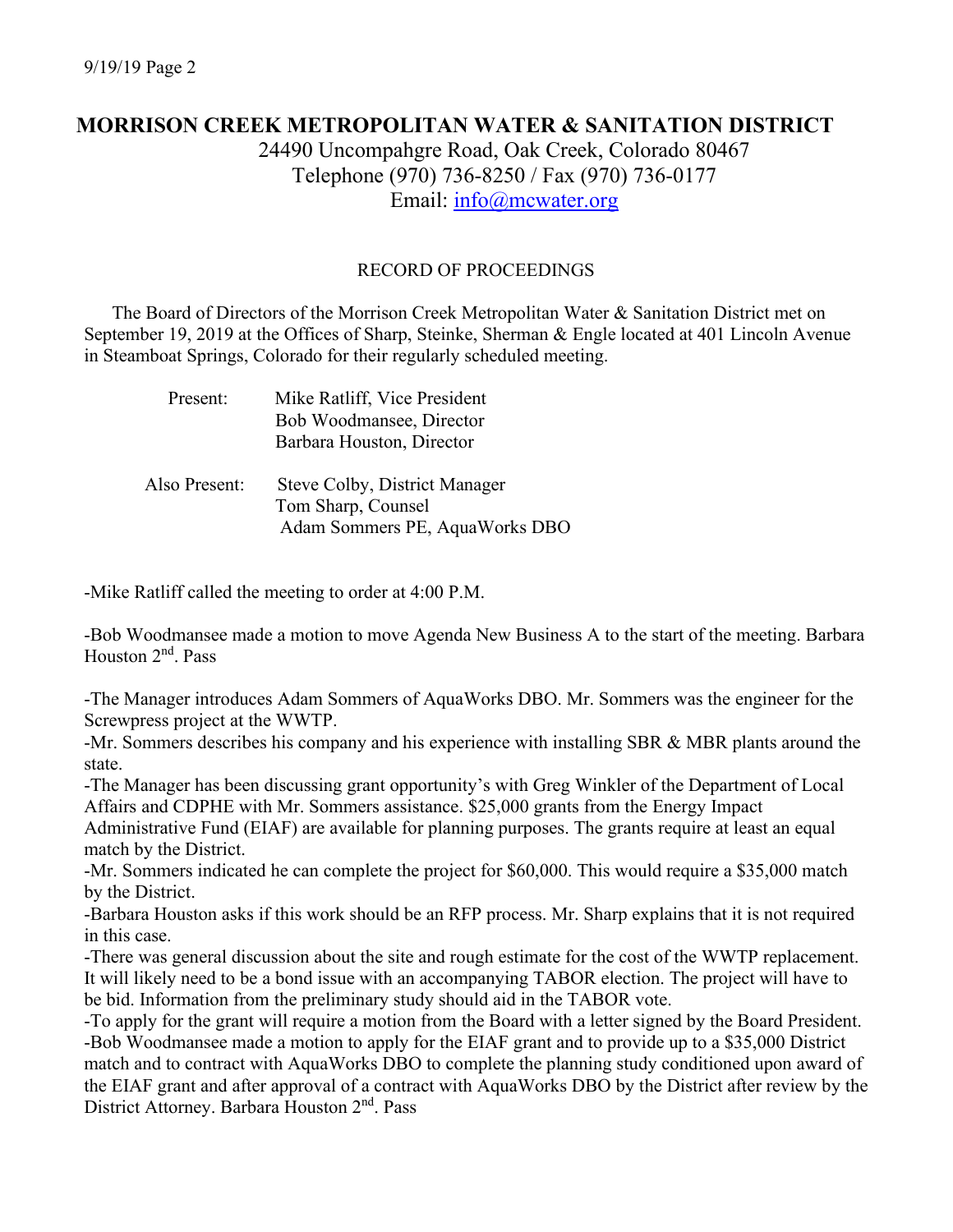# MORRISON CREEK METROPOLITAN WATER & SANITATION DISTRICT

24490 Uncompahgre Road, Oak Creek, Colorado 80467
Telephone (970) 736-8250 / Fax (970) 736-0177
Email: info@mcwater.org

## RECORD OF PROCEEDINGS

The Board of Directors of the Morrison Creek Metropolitan Water & Sanitation District met on September 19, 2019 at the Offices of Sharp, Steinke, Sherman & Engle located at 401 Lincoln Avenue in Steamboat Springs, Colorado for their regularly scheduled meeting.

Present:
- Mike Ratliff, Vice President
- Bob Woodmansee, Director
- Barbara Houston, Director

Also Present:
- Steve Colby, District Manager
- Tom Sharp, Counsel
- Adam Sommers PE, AquaWorks DBO

-Mike Ratliff called the meeting to order at 4:00 P.M.

-Bob Woodmansee made a motion to move Agenda New Business A to the start of the meeting. Barbara Houston 2nd. Pass

-The Manager introduces Adam Sommers of AquaWorks DBO. Mr. Sommers was the engineer for the Screwpress project at the WWTP.

-Mr. Sommers describes his company and his experience with installing SBR & MBR plants around the state.

-The Manager has been discussing grant opportunity's with Greg Winkler of the Department of Local Affairs and CDPHE with Mr. Sommers assistance. $25,000 grants from the Energy Impact Administrative Fund (EIAF) are available for planning purposes. The grants require at least an equal match by the District.

-Mr. Sommers indicated he can complete the project for $60,000. This would require a $35,000 match by the District.

-Barbara Houston asks if this work should be an RFP process. Mr. Sharp explains that it is not required in this case.

-There was general discussion about the site and rough estimate for the cost of the WWTP replacement. It will likely need to be a bond issue with an accompanying TABOR election. The project will have to be bid. Information from the preliminary study should aid in the TABOR vote.

-To apply for the grant will require a motion from the Board with a letter signed by the Board President.

-Bob Woodmansee made a motion to apply for the EIAF grant and to provide up to a $35,000 District match and to contract with AquaWorks DBO to complete the planning study conditioned upon award of the EIAF grant and after approval of a contract with AquaWorks DBO by the District after review by the District Attorney. Barbara Houston 2nd. Pass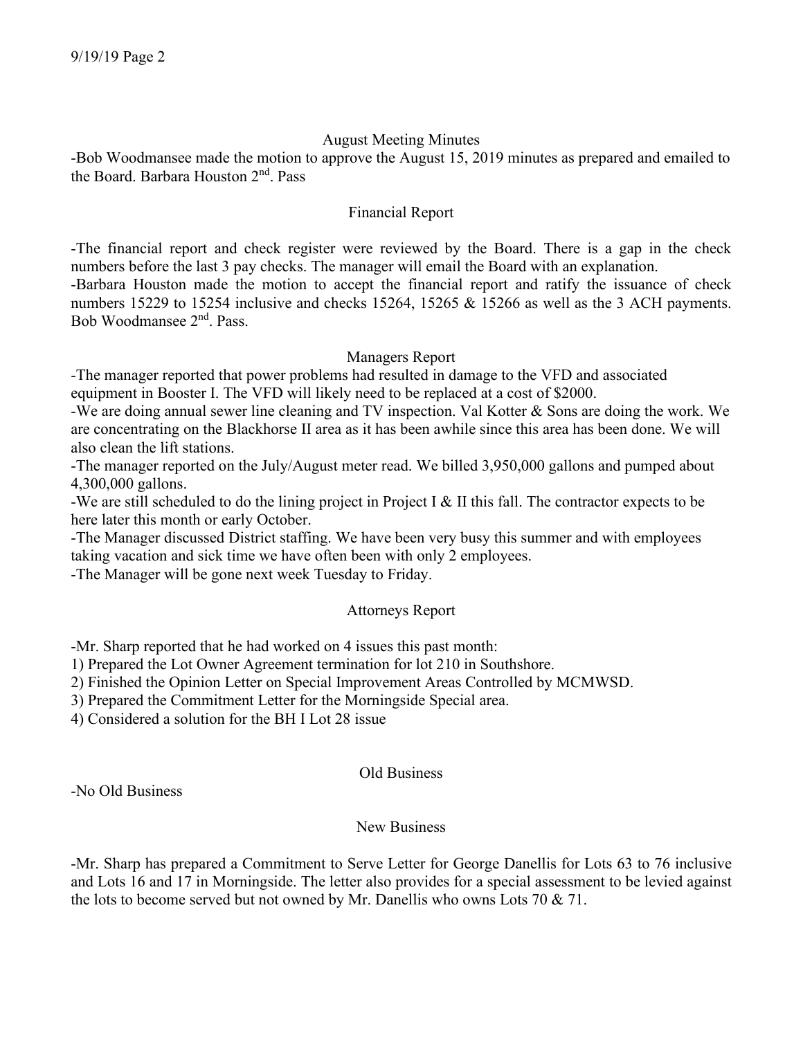## August Meeting Minutes

-Bob Woodmansee made the motion to approve the August 15, 2019 minutes as prepared and emailed to the Board. Barbara Houston 2nd. Pass

## Financial Report

-The financial report and check register were reviewed by the Board. There is a gap in the check numbers before the last 3 pay checks. The manager will email the Board with an explanation.

-Barbara Houston made the motion to accept the financial report and ratify the issuance of check numbers 15229 to 15254 inclusive and checks 15264, 15265 & 15266 as well as the 3 ACH payments. Bob Woodmansee 2nd. Pass.

## Managers Report

-The manager reported that power problems had resulted in damage to the VFD and associated equipment in Booster I. The VFD will likely need to be replaced at a cost of $2000.

-We are doing annual sewer line cleaning and TV inspection. Val Kotter & Sons are doing the work. We are concentrating on the Blackhorse II area as it has been awhile since this area has been done. We will also clean the lift stations.

-The manager reported on the July/August meter read. We billed 3,950,000 gallons and pumped about 4,300,000 gallons.

-We are still scheduled to do the lining project in Project I & II this fall. The contractor expects to be here later this month or early October.

-The Manager discussed District staffing. We have been very busy this summer and with employees taking vacation and sick time we have often been with only 2 employees.

-The Manager will be gone next week Tuesday to Friday.

## Attorneys Report

-Mr. Sharp reported that he had worked on 4 issues this past month:

1) Prepared the Lot Owner Agreement termination for lot 210 in Southshore.
2) Finished the Opinion Letter on Special Improvement Areas Controlled by MCMWSD.
3) Prepared the Commitment Letter for the Morningside Special area.
4) Considered a solution for the BH I Lot 28 issue

## Old Business

-No Old Business

## New Business

-Mr. Sharp has prepared a Commitment to Serve Letter for George Danellis for Lots 63 to 76 inclusive and Lots 16 and 17 in Morningside. The letter also provides for a special assessment to be levied against the lots to become served but not owned by Mr. Danellis who owns Lots 70 & 71.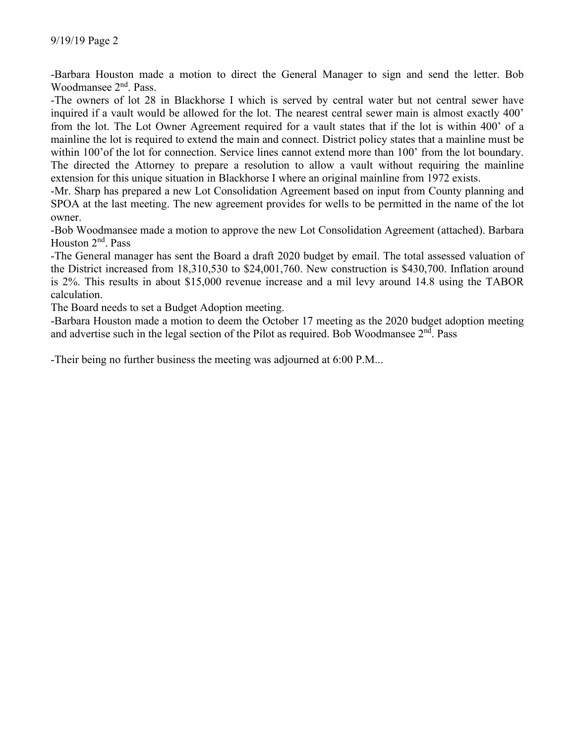-Barbara Houston made a motion to direct the General Manager to sign and send the letter. Bob Woodmansee 2nd. Pass.

-The owners of lot 28 in Blackhorse I which is served by central water but not central sewer have inquired if a vault would be allowed for the lot. The nearest central sewer main is almost exactly 400' from the lot. The Lot Owner Agreement required for a vault states that if the lot is within 400' of a mainline the lot is required to extend the main and connect. District policy states that a mainline must be within 100'of the lot for connection. Service lines cannot extend more than 100' from the lot boundary. The directed the Attorney to prepare a resolution to allow a vault without requiring the mainline extension for this unique situation in Blackhorse I where an original mainline from 1972 exists.

-Mr. Sharp has prepared a new Lot Consolidation Agreement based on input from County planning and SPOA at the last meeting. The new agreement provides for wells to be permitted in the name of the lot owner.

-Bob Woodmansee made a motion to approve the new Lot Consolidation Agreement (attached). Barbara Houston 2nd. Pass

-The General manager has sent the Board a draft 2020 budget by email. The total assessed valuation of the District increased from 18,310,530 to $24,001,760. New construction is $430,700. Inflation around is 2%. This results in about $15,000 revenue increase and a mil levy around 14.8 using the TABOR calculation.

The Board needs to set a Budget Adoption meeting.

-Barbara Houston made a motion to deem the October 17 meeting as the 2020 budget adoption meeting and advertise such in the legal section of the Pilot as required. Bob Woodmansee 2nd. Pass

-Their being no further business the meeting was adjourned at 6:00 P.M...